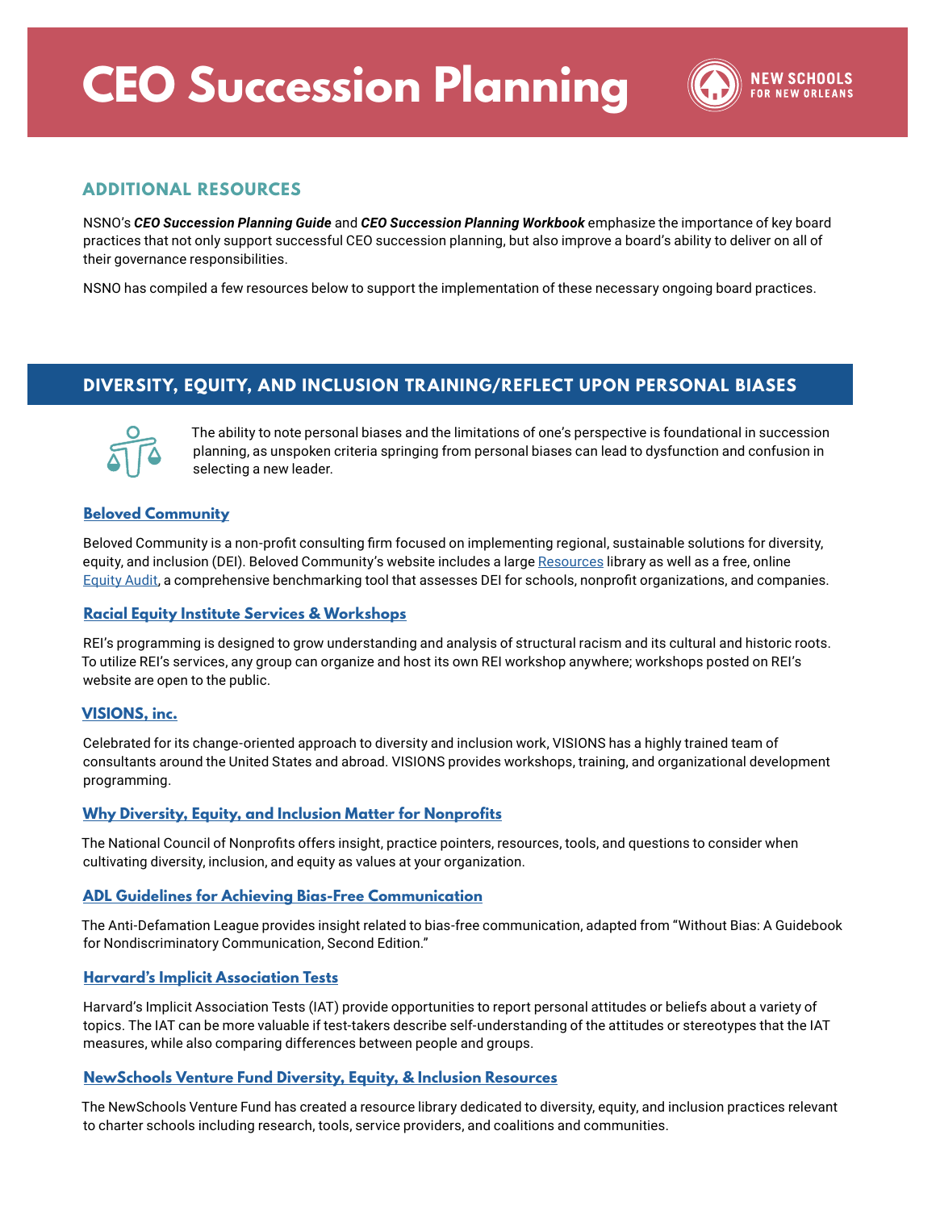# CEO Succession Planning

NEW SCHOOLS FOR NEW ORLEANS

## ADDITIONAL RESOURCES

NSNO's ***CEO Succession Planning Guide*** and ***CEO Succession Planning Workbook*** emphasize the importance of key board practices that not only support successful CEO succession planning, but also improve a board's ability to deliver on all of their governance responsibilities.

NSNO has compiled a few resources below to support the implementation of these necessary ongoing board practices.

## DIVERSITY, EQUITY, AND INCLUSION TRAINING/REFLECT UPON PERSONAL BIASES

The ability to note personal biases and the limitations of one's perspective is foundational in succession planning, as unspoken criteria springing from personal biases can lead to dysfunction and confusion in selecting a new leader.

### Beloved Community

Beloved Community is a non-profit consulting firm focused on implementing regional, sustainable solutions for diversity, equity, and inclusion (DEI). Beloved Community's website includes a large Resources library as well as a free, online Equity Audit, a comprehensive benchmarking tool that assesses DEI for schools, nonprofit organizations, and companies.

### Racial Equity Institute Services & Workshops

REI's programming is designed to grow understanding and analysis of structural racism and its cultural and historic roots. To utilize REI's services, any group can organize and host its own REI workshop anywhere; workshops posted on REI's website are open to the public.

### VISIONS, inc.

Celebrated for its change-oriented approach to diversity and inclusion work, VISIONS has a highly trained team of consultants around the United States and abroad. VISIONS provides workshops, training, and organizational development programming.

### Why Diversity, Equity, and Inclusion Matter for Nonprofits

The National Council of Nonprofits offers insight, practice pointers, resources, tools, and questions to consider when cultivating diversity, inclusion, and equity as values at your organization.

### ADL Guidelines for Achieving Bias-Free Communication

The Anti-Defamation League provides insight related to bias-free communication, adapted from "Without Bias: A Guidebook for Nondiscriminatory Communication, Second Edition."

### Harvard's Implicit Association Tests

Harvard's Implicit Association Tests (IAT) provide opportunities to report personal attitudes or beliefs about a variety of topics. The IAT can be more valuable if test-takers describe self-understanding of the attitudes or stereotypes that the IAT measures, while also comparing differences between people and groups.

### NewSchools Venture Fund Diversity, Equity, & Inclusion Resources

The NewSchools Venture Fund has created a resource library dedicated to diversity, equity, and inclusion practices relevant to charter schools including research, tools, service providers, and coalitions and communities.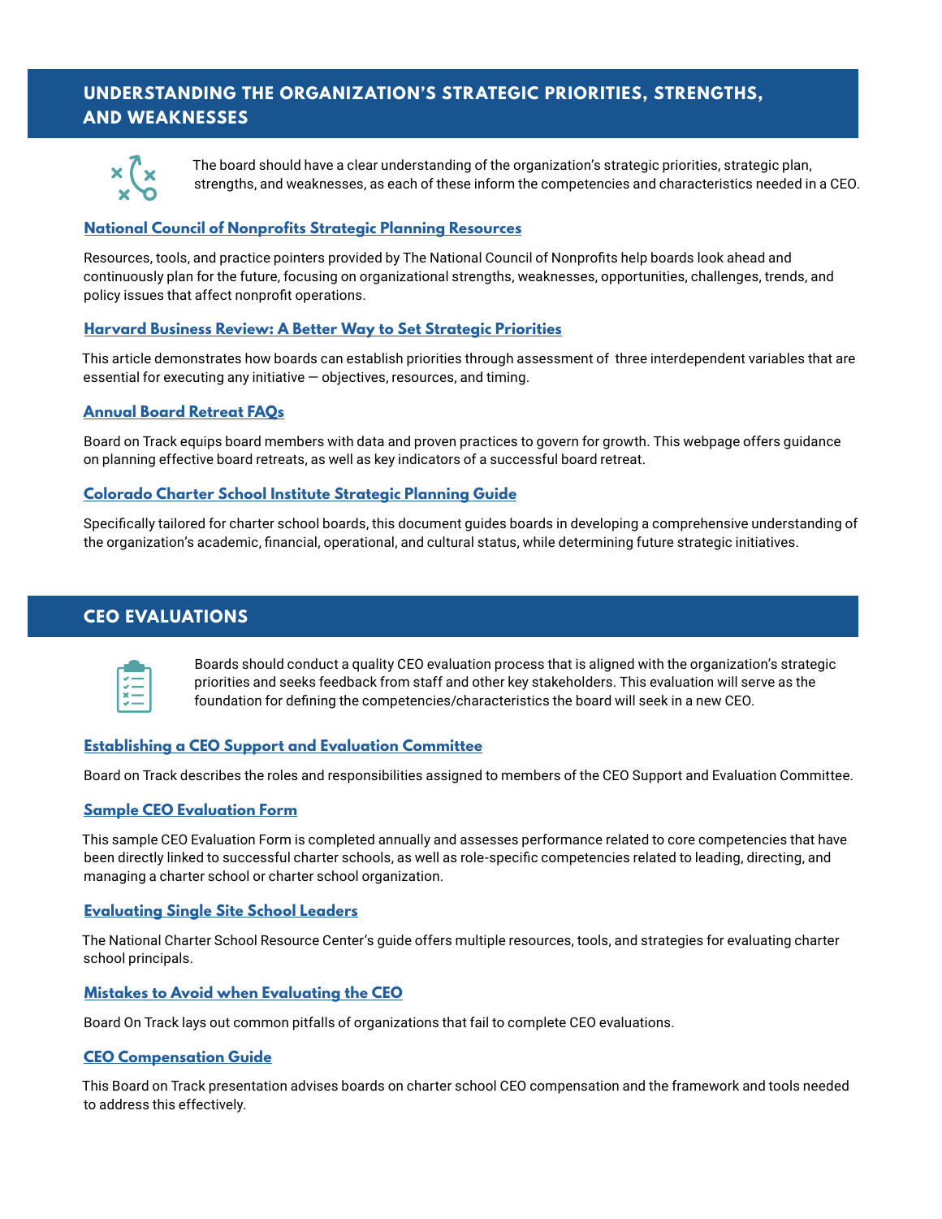## UNDERSTANDING THE ORGANIZATION'S STRATEGIC PRIORITIES, STRENGTHS, AND WEAKNESSES

The board should have a clear understanding of the organization's strategic priorities, strategic plan, strengths, and weaknesses, as each of these inform the competencies and characteristics needed in a CEO.

### National Council of Nonprofits Strategic Planning Resources

Resources, tools, and practice pointers provided by The National Council of Nonprofits help boards look ahead and continuously plan for the future, focusing on organizational strengths, weaknesses, opportunities, challenges, trends, and policy issues that affect nonprofit operations.

### Harvard Business Review: A Better Way to Set Strategic Priorities

This article demonstrates how boards can establish priorities through assessment of three interdependent variables that are essential for executing any initiative — objectives, resources, and timing.

### Annual Board Retreat FAQs

Board on Track equips board members with data and proven practices to govern for growth. This webpage offers guidance on planning effective board retreats, as well as key indicators of a successful board retreat.

### Colorado Charter School Institute Strategic Planning Guide

Specifically tailored for charter school boards, this document guides boards in developing a comprehensive understanding of the organization's academic, financial, operational, and cultural status, while determining future strategic initiatives.

## CEO EVALUATIONS

Boards should conduct a quality CEO evaluation process that is aligned with the organization's strategic priorities and seeks feedback from staff and other key stakeholders. This evaluation will serve as the foundation for defining the competencies/characteristics the board will seek in a new CEO.

### Establishing a CEO Support and Evaluation Committee

Board on Track describes the roles and responsibilities assigned to members of the CEO Support and Evaluation Committee.

### Sample CEO Evaluation Form

This sample CEO Evaluation Form is completed annually and assesses performance related to core competencies that have been directly linked to successful charter schools, as well as role-specific competencies related to leading, directing, and managing a charter school or charter school organization.

### Evaluating Single Site School Leaders

The National Charter School Resource Center's guide offers multiple resources, tools, and strategies for evaluating charter school principals.

### Mistakes to Avoid when Evaluating the CEO

Board On Track lays out common pitfalls of organizations that fail to complete CEO evaluations.

### CEO Compensation Guide

This Board on Track presentation advises boards on charter school CEO compensation and the framework and tools needed to address this effectively.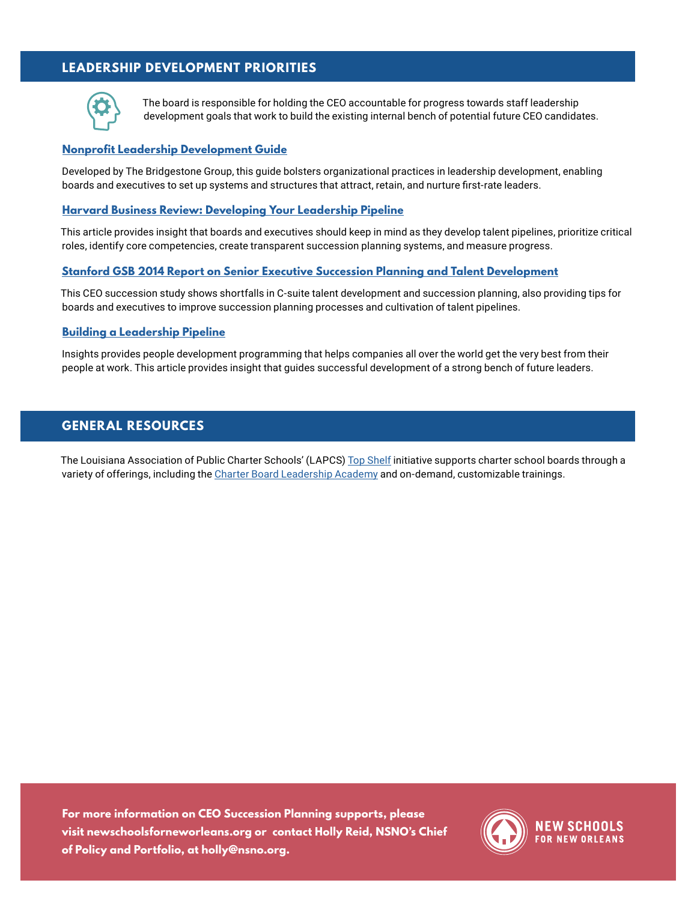## LEADERSHIP DEVELOPMENT PRIORITIES

The board is responsible for holding the CEO accountable for progress towards staff leadership development goals that work to build the existing internal bench of potential future CEO candidates.

### Nonprofit Leadership Development Guide

Developed by The Bridgestone Group, this guide bolsters organizational practices in leadership development, enabling boards and executives to set up systems and structures that attract, retain, and nurture first-rate leaders.

### Harvard Business Review: Developing Your Leadership Pipeline

This article provides insight that boards and executives should keep in mind as they develop talent pipelines, prioritize critical roles, identify core competencies, create transparent succession planning systems, and measure progress.

### Stanford GSB 2014 Report on Senior Executive Succession Planning and Talent Development

This CEO succession study shows shortfalls in C-suite talent development and succession planning, also providing tips for boards and executives to improve succession planning processes and cultivation of talent pipelines.

### Building a Leadership Pipeline

Insights provides people development programming that helps companies all over the world get the very best from their people at work. This article provides insight that guides successful development of a strong bench of future leaders.

## GENERAL RESOURCES

The Louisiana Association of Public Charter Schools' (LAPCS) Top Shelf initiative supports charter school boards through a variety of offerings, including the Charter Board Leadership Academy and on-demand, customizable trainings.

**For more information on CEO Succession Planning supports, please visit newschoolsforneworleans.org or contact Holly Reid, NSNO's Chief of Policy and Portfolio, at holly@nsno.org.**

NEW SCHOOLS FOR NEW ORLEANS